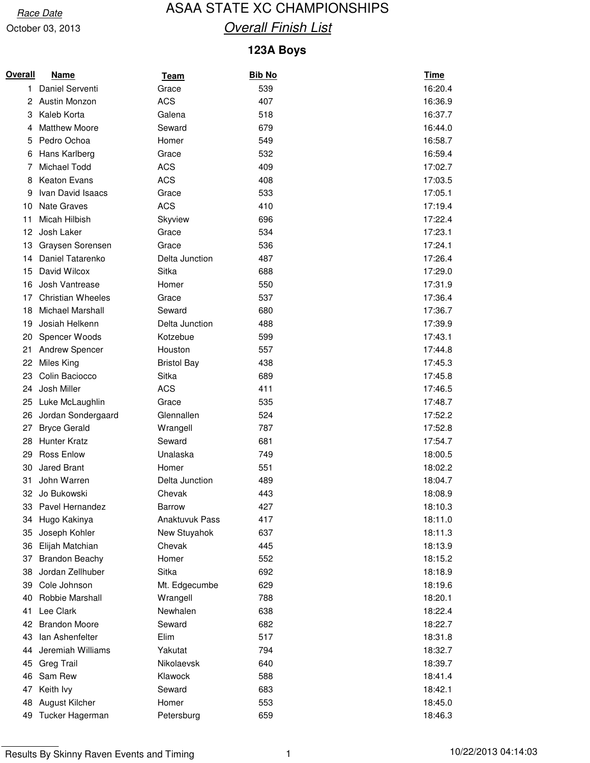Race Date

October 03, 2013

# ASAA STATE XC CHAMPIONSHIPS

## *Overall Finish List*

### 123A Boys

| Overall | Name | Team | Bib No | Time |
|---|---|---|---|---|
| 1 | Daniel Serventi | Grace | 539 | 16:20.4 |
| 2 | Austin Monzon | ACS | 407 | 16:36.9 |
| 3 | Kaleb Korta | Galena | 518 | 16:37.7 |
| 4 | Matthew Moore | Seward | 679 | 16:44.0 |
| 5 | Pedro Ochoa | Homer | 549 | 16:58.7 |
| 6 | Hans Karlberg | Grace | 532 | 16:59.4 |
| 7 | Michael Todd | ACS | 409 | 17:02.7 |
| 8 | Keaton Evans | ACS | 408 | 17:03.5 |
| 9 | Ivan David Isaacs | Grace | 533 | 17:05.1 |
| 10 | Nate Graves | ACS | 410 | 17:19.4 |
| 11 | Micah Hilbish | Skyview | 696 | 17:22.4 |
| 12 | Josh Laker | Grace | 534 | 17:23.1 |
| 13 | Graysen Sorensen | Grace | 536 | 17:24.1 |
| 14 | Daniel Tatarenko | Delta Junction | 487 | 17:26.4 |
| 15 | David Wilcox | Sitka | 688 | 17:29.0 |
| 16 | Josh Vantrease | Homer | 550 | 17:31.9 |
| 17 | Christian Wheeles | Grace | 537 | 17:36.4 |
| 18 | Michael Marshall | Seward | 680 | 17:36.7 |
| 19 | Josiah Helkenn | Delta Junction | 488 | 17:39.9 |
| 20 | Spencer Woods | Kotzebue | 599 | 17:43.1 |
| 21 | Andrew Spencer | Houston | 557 | 17:44.8 |
| 22 | Miles King | Bristol Bay | 438 | 17:45.3 |
| 23 | Colin Baciocco | Sitka | 689 | 17:45.8 |
| 24 | Josh Miller | ACS | 411 | 17:46.5 |
| 25 | Luke McLaughlin | Grace | 535 | 17:48.7 |
| 26 | Jordan Sondergaard | Glennallen | 524 | 17:52.2 |
| 27 | Bryce Gerald | Wrangell | 787 | 17:52.8 |
| 28 | Hunter Kratz | Seward | 681 | 17:54.7 |
| 29 | Ross Enlow | Unalaska | 749 | 18:00.5 |
| 30 | Jared Brant | Homer | 551 | 18:02.2 |
| 31 | John Warren | Delta Junction | 489 | 18:04.7 |
| 32 | Jo Bukowski | Chevak | 443 | 18:08.9 |
| 33 | Pavel Hernandez | Barrow | 427 | 18:10.3 |
| 34 | Hugo Kakinya | Anaktuvuk Pass | 417 | 18:11.0 |
| 35 | Joseph Kohler | New Stuyahok | 637 | 18:11.3 |
| 36 | Elijah Matchian | Chevak | 445 | 18:13.9 |
| 37 | Brandon Beachy | Homer | 552 | 18:15.2 |
| 38 | Jordan Zellhuber | Sitka | 692 | 18:18.9 |
| 39 | Cole Johnson | Mt. Edgecumbe | 629 | 18:19.6 |
| 40 | Robbie Marshall | Wrangell | 788 | 18:20.1 |
| 41 | Lee Clark | Newhalen | 638 | 18:22.4 |
| 42 | Brandon Moore | Seward | 682 | 18:22.7 |
| 43 | Ian Ashenfelter | Elim | 517 | 18:31.8 |
| 44 | Jeremiah Williams | Yakutat | 794 | 18:32.7 |
| 45 | Greg Trail | Nikolaevsk | 640 | 18:39.7 |
| 46 | Sam Rew | Klawock | 588 | 18:41.4 |
| 47 | Keith Ivy | Seward | 683 | 18:42.1 |
| 48 | August Kilcher | Homer | 553 | 18:45.0 |
| 49 | Tucker Hagerman | Petersburg | 659 | 18:46.3 |

Results By Skinny Raven Events and Timing — 10/22/2013 04:14:03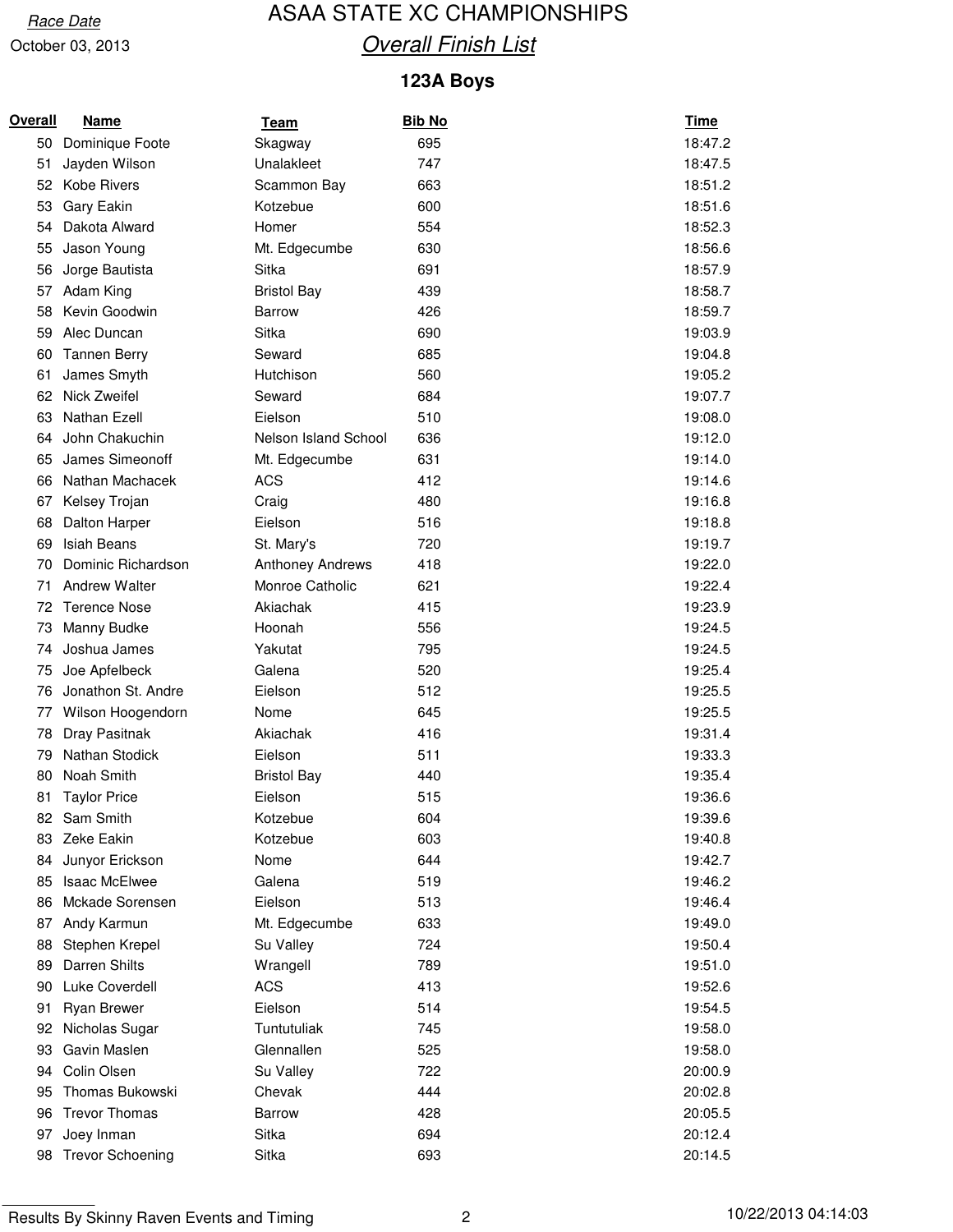Race Date

October 03, 2013

# ASAA STATE XC CHAMPIONSHIPS

## Overall Finish List

### 123A Boys

| Overall | Name | Team | Bib No | Time |
|---|---|---|---|---|
| 50 | Dominique Foote | Skagway | 695 | 18:47.2 |
| 51 | Jayden Wilson | Unalakleet | 747 | 18:47.5 |
| 52 | Kobe Rivers | Scammon Bay | 663 | 18:51.2 |
| 53 | Gary Eakin | Kotzebue | 600 | 18:51.6 |
| 54 | Dakota Alward | Homer | 554 | 18:52.3 |
| 55 | Jason Young | Mt. Edgecumbe | 630 | 18:56.6 |
| 56 | Jorge Bautista | Sitka | 691 | 18:57.9 |
| 57 | Adam King | Bristol Bay | 439 | 18:58.7 |
| 58 | Kevin Goodwin | Barrow | 426 | 18:59.7 |
| 59 | Alec Duncan | Sitka | 690 | 19:03.9 |
| 60 | Tannen Berry | Seward | 685 | 19:04.8 |
| 61 | James Smyth | Hutchison | 560 | 19:05.2 |
| 62 | Nick Zweifel | Seward | 684 | 19:07.7 |
| 63 | Nathan Ezell | Eielson | 510 | 19:08.0 |
| 64 | John Chakuchin | Nelson Island School | 636 | 19:12.0 |
| 65 | James Simeonoff | Mt. Edgecumbe | 631 | 19:14.0 |
| 66 | Nathan Machacek | ACS | 412 | 19:14.6 |
| 67 | Kelsey Trojan | Craig | 480 | 19:16.8 |
| 68 | Dalton Harper | Eielson | 516 | 19:18.8 |
| 69 | Isiah Beans | St. Mary's | 720 | 19:19.7 |
| 70 | Dominic Richardson | Anthoney Andrews | 418 | 19:22.0 |
| 71 | Andrew Walter | Monroe Catholic | 621 | 19:22.4 |
| 72 | Terence Nose | Akiachak | 415 | 19:23.9 |
| 73 | Manny Budke | Hoonah | 556 | 19:24.5 |
| 74 | Joshua James | Yakutat | 795 | 19:24.5 |
| 75 | Joe Apfelbeck | Galena | 520 | 19:25.4 |
| 76 | Jonathon St. Andre | Eielson | 512 | 19:25.5 |
| 77 | Wilson Hoogendorn | Nome | 645 | 19:25.5 |
| 78 | Dray Pasitnak | Akiachak | 416 | 19:31.4 |
| 79 | Nathan Stodick | Eielson | 511 | 19:33.3 |
| 80 | Noah Smith | Bristol Bay | 440 | 19:35.4 |
| 81 | Taylor Price | Eielson | 515 | 19:36.6 |
| 82 | Sam Smith | Kotzebue | 604 | 19:39.6 |
| 83 | Zeke Eakin | Kotzebue | 603 | 19:40.8 |
| 84 | Junyor Erickson | Nome | 644 | 19:42.7 |
| 85 | Isaac McElwee | Galena | 519 | 19:46.2 |
| 86 | Mckade Sorensen | Eielson | 513 | 19:46.4 |
| 87 | Andy Karmun | Mt. Edgecumbe | 633 | 19:49.0 |
| 88 | Stephen Krepel | Su Valley | 724 | 19:50.4 |
| 89 | Darren Shilts | Wrangell | 789 | 19:51.0 |
| 90 | Luke Coverdell | ACS | 413 | 19:52.6 |
| 91 | Ryan Brewer | Eielson | 514 | 19:54.5 |
| 92 | Nicholas Sugar | Tuntutuliak | 745 | 19:58.0 |
| 93 | Gavin Maslen | Glennallen | 525 | 19:58.0 |
| 94 | Colin Olsen | Su Valley | 722 | 20:00.9 |
| 95 | Thomas Bukowski | Chevak | 444 | 20:02.8 |
| 96 | Trevor Thomas | Barrow | 428 | 20:05.5 |
| 97 | Joey Inman | Sitka | 694 | 20:12.4 |
| 98 | Trevor Schoening | Sitka | 693 | 20:14.5 |

Results By Skinny Raven Events and Timing

10/22/2013 04:14:03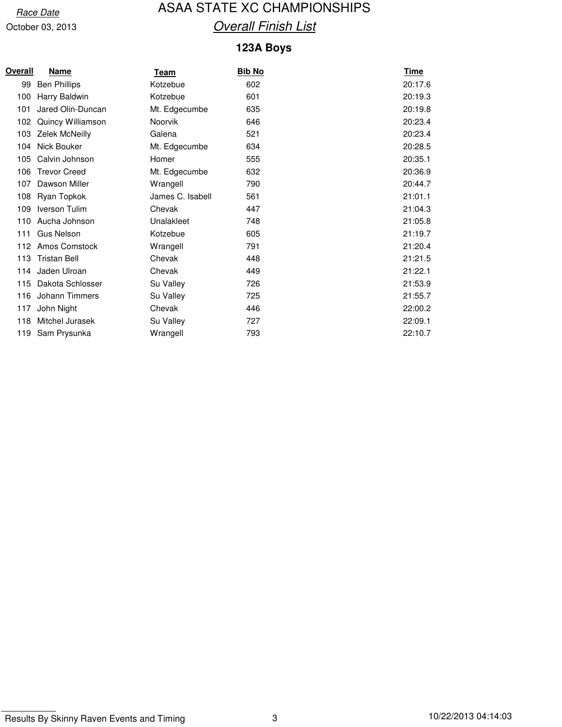# ASAA STATE XC CHAMPIONSHIPS

*Overall Finish List*

Race Date
October 03, 2013

## 123A Boys

| Overall | Name | Team | Bib No | Time |
|---|---|---|---|---|
| 99 | Ben Phillips | Kotzebue | 602 | 20:17.6 |
| 100 | Harry Baldwin | Kotzebue | 601 | 20:19.3 |
| 101 | Jared Olin-Duncan | Mt. Edgecumbe | 635 | 20:19.8 |
| 102 | Quincy Williamson | Noorvik | 646 | 20:23.4 |
| 103 | Zelek McNeilly | Galena | 521 | 20:23.4 |
| 104 | Nick Bouker | Mt. Edgecumbe | 634 | 20:28.5 |
| 105 | Calvin Johnson | Homer | 555 | 20:35.1 |
| 106 | Trevor Creed | Mt. Edgecumbe | 632 | 20:36.9 |
| 107 | Dawson Miller | Wrangell | 790 | 20:44.7 |
| 108 | Ryan Topkok | James C. Isabell | 561 | 21:01.1 |
| 109 | Iverson Tulim | Chevak | 447 | 21:04.3 |
| 110 | Aucha Johnson | Unalakleet | 748 | 21:05.8 |
| 111 | Gus Nelson | Kotzebue | 605 | 21:19.7 |
| 112 | Amos Comstock | Wrangell | 791 | 21:20.4 |
| 113 | Tristan Bell | Chevak | 448 | 21:21.5 |
| 114 | Jaden Ulroan | Chevak | 449 | 21:22.1 |
| 115 | Dakota Schlosser | Su Valley | 726 | 21:53.9 |
| 116 | Johann Timmers | Su Valley | 725 | 21:55.7 |
| 117 | John Night | Chevak | 446 | 22:00.2 |
| 118 | Mitchel Jurasek | Su Valley | 727 | 22:09.1 |
| 119 | Sam Prysunka | Wrangell | 793 | 22:10.7 |

Results By Skinny Raven Events and Timing

10/22/2013 04:14:03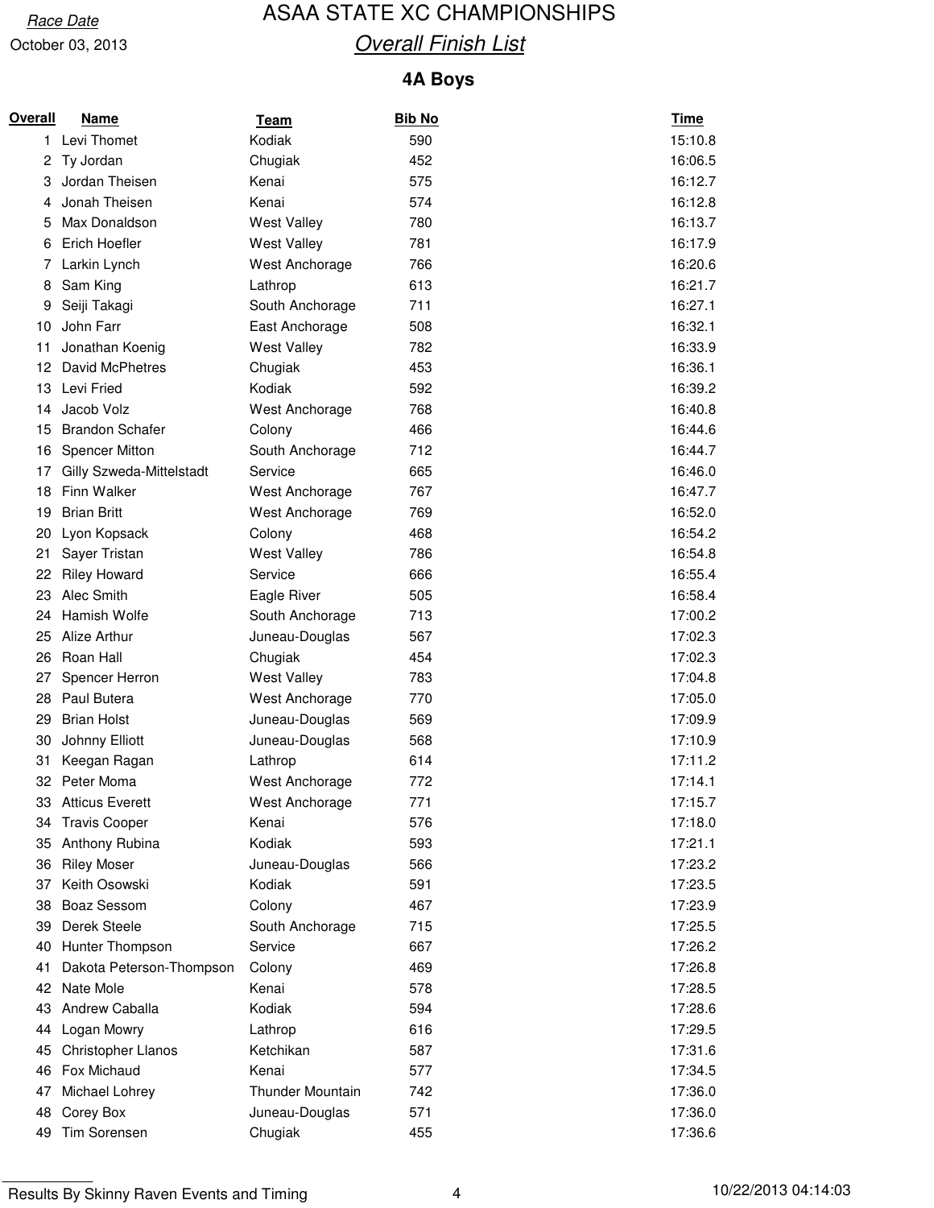Race Date

October 03, 2013

# ASAA STATE XC CHAMPIONSHIPS

## *Overall Finish List*

### 4A Boys

| Overall | Name | Team | Bib No | Time |
|---|---|---|---|---|
| 1 | Levi Thomet | Kodiak | 590 | 15:10.8 |
| 2 | Ty Jordan | Chugiak | 452 | 16:06.5 |
| 3 | Jordan Theisen | Kenai | 575 | 16:12.7 |
| 4 | Jonah Theisen | Kenai | 574 | 16:12.8 |
| 5 | Max Donaldson | West Valley | 780 | 16:13.7 |
| 6 | Erich Hoefler | West Valley | 781 | 16:17.9 |
| 7 | Larkin Lynch | West Anchorage | 766 | 16:20.6 |
| 8 | Sam King | Lathrop | 613 | 16:21.7 |
| 9 | Seiji Takagi | South Anchorage | 711 | 16:27.1 |
| 10 | John Farr | East Anchorage | 508 | 16:32.1 |
| 11 | Jonathan Koenig | West Valley | 782 | 16:33.9 |
| 12 | David McPhetres | Chugiak | 453 | 16:36.1 |
| 13 | Levi Fried | Kodiak | 592 | 16:39.2 |
| 14 | Jacob Volz | West Anchorage | 768 | 16:40.8 |
| 15 | Brandon Schafer | Colony | 466 | 16:44.6 |
| 16 | Spencer Mitton | South Anchorage | 712 | 16:44.7 |
| 17 | Gilly Szweda-Mittelstadt | Service | 665 | 16:46.0 |
| 18 | Finn Walker | West Anchorage | 767 | 16:47.7 |
| 19 | Brian Britt | West Anchorage | 769 | 16:52.0 |
| 20 | Lyon Kopsack | Colony | 468 | 16:54.2 |
| 21 | Sayer Tristan | West Valley | 786 | 16:54.8 |
| 22 | Riley Howard | Service | 666 | 16:55.4 |
| 23 | Alec Smith | Eagle River | 505 | 16:58.4 |
| 24 | Hamish Wolfe | South Anchorage | 713 | 17:00.2 |
| 25 | Alize Arthur | Juneau-Douglas | 567 | 17:02.3 |
| 26 | Roan Hall | Chugiak | 454 | 17:02.3 |
| 27 | Spencer Herron | West Valley | 783 | 17:04.8 |
| 28 | Paul Butera | West Anchorage | 770 | 17:05.0 |
| 29 | Brian Holst | Juneau-Douglas | 569 | 17:09.9 |
| 30 | Johnny Elliott | Juneau-Douglas | 568 | 17:10.9 |
| 31 | Keegan Ragan | Lathrop | 614 | 17:11.2 |
| 32 | Peter Moma | West Anchorage | 772 | 17:14.1 |
| 33 | Atticus Everett | West Anchorage | 771 | 17:15.7 |
| 34 | Travis Cooper | Kenai | 576 | 17:18.0 |
| 35 | Anthony Rubina | Kodiak | 593 | 17:21.1 |
| 36 | Riley Moser | Juneau-Douglas | 566 | 17:23.2 |
| 37 | Keith Osowski | Kodiak | 591 | 17:23.5 |
| 38 | Boaz Sessom | Colony | 467 | 17:23.9 |
| 39 | Derek Steele | South Anchorage | 715 | 17:25.5 |
| 40 | Hunter Thompson | Service | 667 | 17:26.2 |
| 41 | Dakota Peterson-Thompson | Colony | 469 | 17:26.8 |
| 42 | Nate Mole | Kenai | 578 | 17:28.5 |
| 43 | Andrew Caballa | Kodiak | 594 | 17:28.6 |
| 44 | Logan Mowry | Lathrop | 616 | 17:29.5 |
| 45 | Christopher Llanos | Ketchikan | 587 | 17:31.6 |
| 46 | Fox Michaud | Kenai | 577 | 17:34.5 |
| 47 | Michael Lohrey | Thunder Mountain | 742 | 17:36.0 |
| 48 | Corey Box | Juneau-Douglas | 571 | 17:36.0 |
| 49 | Tim Sorensen | Chugiak | 455 | 17:36.6 |

Results By Skinny Raven Events and Timing

10/22/2013 04:14:03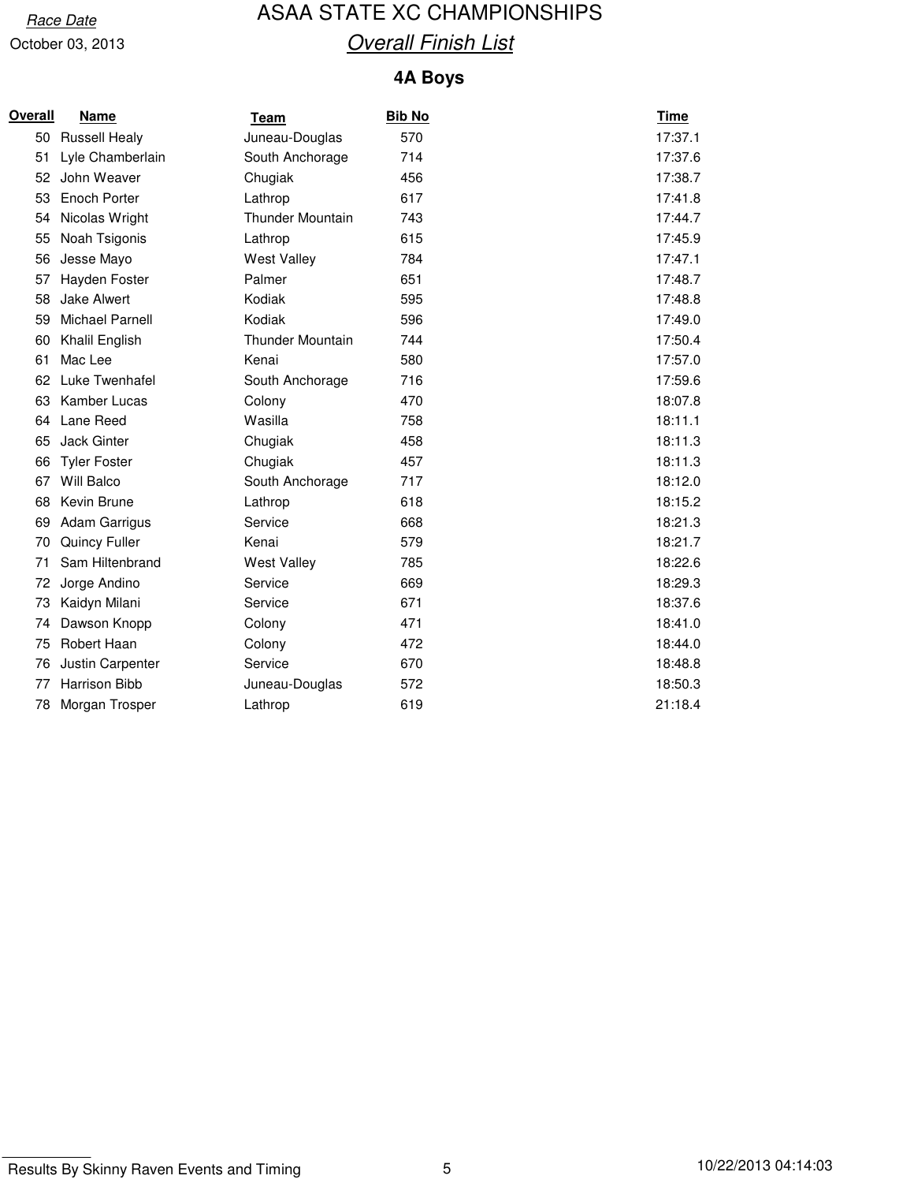Race Date

October 03, 2013

# ASAA STATE XC CHAMPIONSHIPS

## Overall Finish List

### 4A Boys

| Overall | Name | Team | Bib No | Time |
|---|---|---|---|---|
| 50 | Russell Healy | Juneau-Douglas | 570 | 17:37.1 |
| 51 | Lyle Chamberlain | South Anchorage | 714 | 17:37.6 |
| 52 | John Weaver | Chugiak | 456 | 17:38.7 |
| 53 | Enoch Porter | Lathrop | 617 | 17:41.8 |
| 54 | Nicolas Wright | Thunder Mountain | 743 | 17:44.7 |
| 55 | Noah Tsigonis | Lathrop | 615 | 17:45.9 |
| 56 | Jesse Mayo | West Valley | 784 | 17:47.1 |
| 57 | Hayden Foster | Palmer | 651 | 17:48.7 |
| 58 | Jake Alwert | Kodiak | 595 | 17:48.8 |
| 59 | Michael Parnell | Kodiak | 596 | 17:49.0 |
| 60 | Khalil English | Thunder Mountain | 744 | 17:50.4 |
| 61 | Mac Lee | Kenai | 580 | 17:57.0 |
| 62 | Luke Twenhafel | South Anchorage | 716 | 17:59.6 |
| 63 | Kamber Lucas | Colony | 470 | 18:07.8 |
| 64 | Lane Reed | Wasilla | 758 | 18:11.1 |
| 65 | Jack Ginter | Chugiak | 458 | 18:11.3 |
| 66 | Tyler Foster | Chugiak | 457 | 18:11.3 |
| 67 | Will Balco | South Anchorage | 717 | 18:12.0 |
| 68 | Kevin Brune | Lathrop | 618 | 18:15.2 |
| 69 | Adam Garrigus | Service | 668 | 18:21.3 |
| 70 | Quincy Fuller | Kenai | 579 | 18:21.7 |
| 71 | Sam Hiltenbrand | West Valley | 785 | 18:22.6 |
| 72 | Jorge Andino | Service | 669 | 18:29.3 |
| 73 | Kaidyn Milani | Service | 671 | 18:37.6 |
| 74 | Dawson Knopp | Colony | 471 | 18:41.0 |
| 75 | Robert Haan | Colony | 472 | 18:44.0 |
| 76 | Justin Carpenter | Service | 670 | 18:48.8 |
| 77 | Harrison Bibb | Juneau-Douglas | 572 | 18:50.3 |
| 78 | Morgan Trosper | Lathrop | 619 | 21:18.4 |

Results By Skinny Raven Events and Timing

10/22/2013 04:14:03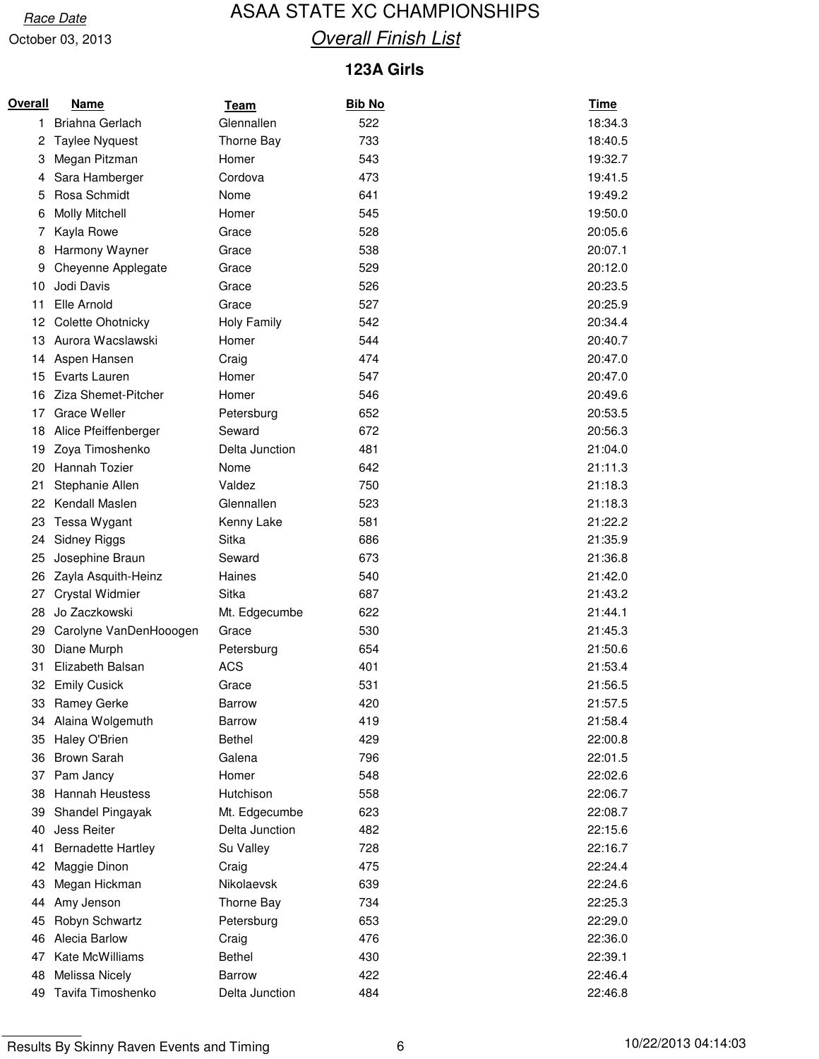Race Date

October 03, 2013

# ASAA STATE XC CHAMPIONSHIPS

## *Overall Finish List*

### 123A Girls

| Overall | Name | Team | Bib No | Time |
|---|---|---|---|---|
| 1 | Briahna Gerlach | Glennallen | 522 | 18:34.3 |
| 2 | Taylee Nyquest | Thorne Bay | 733 | 18:40.5 |
| 3 | Megan Pitzman | Homer | 543 | 19:32.7 |
| 4 | Sara Hamberger | Cordova | 473 | 19:41.5 |
| 5 | Rosa Schmidt | Nome | 641 | 19:49.2 |
| 6 | Molly Mitchell | Homer | 545 | 19:50.0 |
| 7 | Kayla Rowe | Grace | 528 | 20:05.6 |
| 8 | Harmony Wayner | Grace | 538 | 20:07.1 |
| 9 | Cheyenne Applegate | Grace | 529 | 20:12.0 |
| 10 | Jodi Davis | Grace | 526 | 20:23.5 |
| 11 | Elle Arnold | Grace | 527 | 20:25.9 |
| 12 | Colette Ohotnicky | Holy Family | 542 | 20:34.4 |
| 13 | Aurora Wacslawski | Homer | 544 | 20:40.7 |
| 14 | Aspen Hansen | Craig | 474 | 20:47.0 |
| 15 | Evarts Lauren | Homer | 547 | 20:47.0 |
| 16 | Ziza Shemet-Pitcher | Homer | 546 | 20:49.6 |
| 17 | Grace Weller | Petersburg | 652 | 20:53.5 |
| 18 | Alice Pfeiffenberger | Seward | 672 | 20:56.3 |
| 19 | Zoya Timoshenko | Delta Junction | 481 | 21:04.0 |
| 20 | Hannah Tozier | Nome | 642 | 21:11.3 |
| 21 | Stephanie Allen | Valdez | 750 | 21:18.3 |
| 22 | Kendall Maslen | Glennallen | 523 | 21:18.3 |
| 23 | Tessa Wygant | Kenny Lake | 581 | 21:22.2 |
| 24 | Sidney Riggs | Sitka | 686 | 21:35.9 |
| 25 | Josephine Braun | Seward | 673 | 21:36.8 |
| 26 | Zayla Asquith-Heinz | Haines | 540 | 21:42.0 |
| 27 | Crystal Widmier | Sitka | 687 | 21:43.2 |
| 28 | Jo Zaczkowski | Mt. Edgecumbe | 622 | 21:44.1 |
| 29 | Carolyne VanDenHooogen | Grace | 530 | 21:45.3 |
| 30 | Diane Murph | Petersburg | 654 | 21:50.6 |
| 31 | Elizabeth Balsan | ACS | 401 | 21:53.4 |
| 32 | Emily Cusick | Grace | 531 | 21:56.5 |
| 33 | Ramey Gerke | Barrow | 420 | 21:57.5 |
| 34 | Alaina Wolgemuth | Barrow | 419 | 21:58.4 |
| 35 | Haley O'Brien | Bethel | 429 | 22:00.8 |
| 36 | Brown Sarah | Galena | 796 | 22:01.5 |
| 37 | Pam Jancy | Homer | 548 | 22:02.6 |
| 38 | Hannah Heustess | Hutchison | 558 | 22:06.7 |
| 39 | Shandel Pingayak | Mt. Edgecumbe | 623 | 22:08.7 |
| 40 | Jess Reiter | Delta Junction | 482 | 22:15.6 |
| 41 | Bernadette Hartley | Su Valley | 728 | 22:16.7 |
| 42 | Maggie Dinon | Craig | 475 | 22:24.4 |
| 43 | Megan Hickman | Nikolaevsk | 639 | 22:24.6 |
| 44 | Amy Jenson | Thorne Bay | 734 | 22:25.3 |
| 45 | Robyn Schwartz | Petersburg | 653 | 22:29.0 |
| 46 | Alecia Barlow | Craig | 476 | 22:36.0 |
| 47 | Kate McWilliams | Bethel | 430 | 22:39.1 |
| 48 | Melissa Nicely | Barrow | 422 | 22:46.4 |
| 49 | Tavifa Timoshenko | Delta Junction | 484 | 22:46.8 |

Results By Skinny Raven Events and Timing

10/22/2013 04:14:03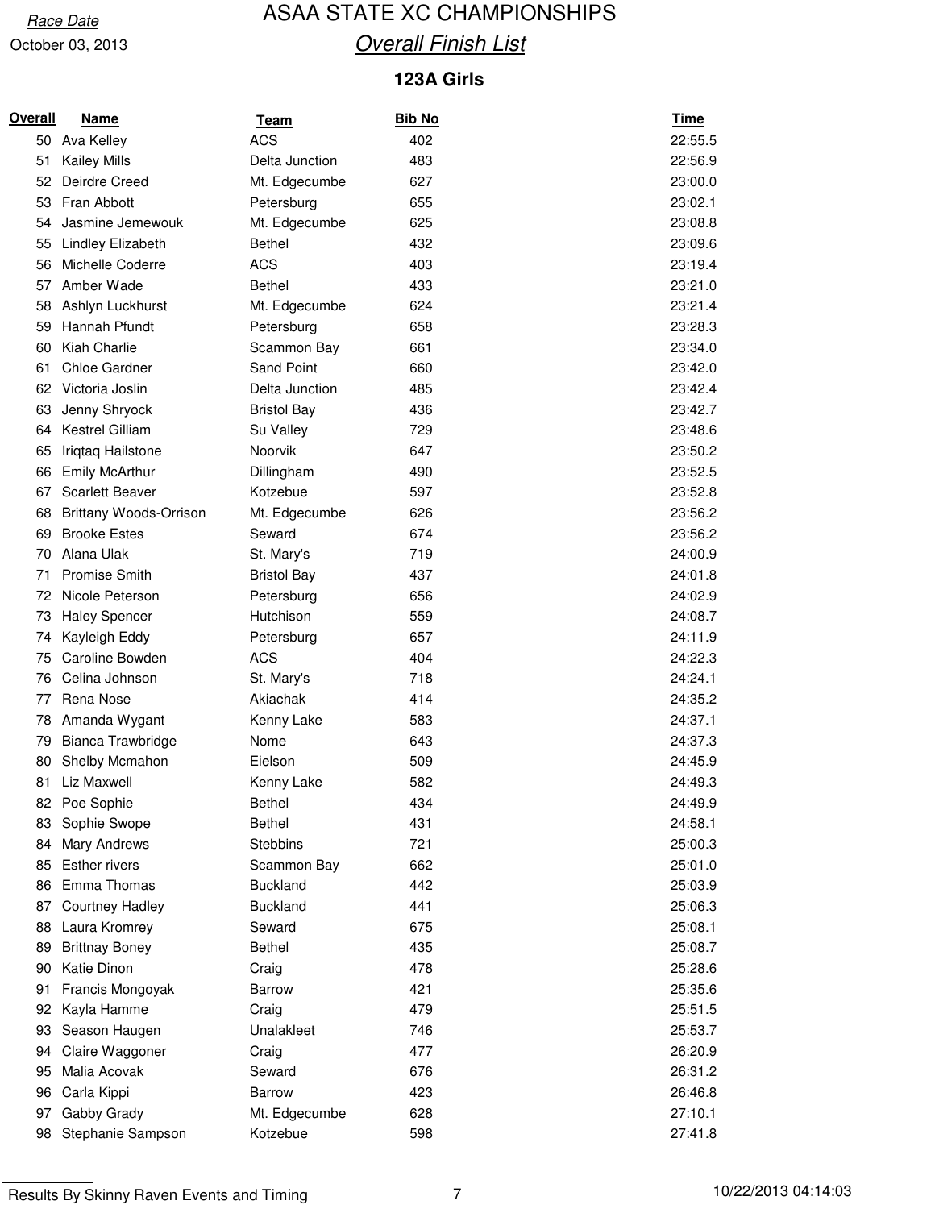Race Date

October 03, 2013

# ASAA STATE XC CHAMPIONSHIPS

## Overall Finish List

### 123A Girls

| Overall | Name | Team | Bib No | Time |
|---|---|---|---|---|
| 50 | Ava Kelley | ACS | 402 | 22:55.5 |
| 51 | Kailey Mills | Delta Junction | 483 | 22:56.9 |
| 52 | Deirdre Creed | Mt. Edgecumbe | 627 | 23:00.0 |
| 53 | Fran Abbott | Petersburg | 655 | 23:02.1 |
| 54 | Jasmine Jemewouk | Mt. Edgecumbe | 625 | 23:08.8 |
| 55 | Lindley Elizabeth | Bethel | 432 | 23:09.6 |
| 56 | Michelle Coderre | ACS | 403 | 23:19.4 |
| 57 | Amber Wade | Bethel | 433 | 23:21.0 |
| 58 | Ashlyn Luckhurst | Mt. Edgecumbe | 624 | 23:21.4 |
| 59 | Hannah Pfundt | Petersburg | 658 | 23:28.3 |
| 60 | Kiah Charlie | Scammon Bay | 661 | 23:34.0 |
| 61 | Chloe Gardner | Sand Point | 660 | 23:42.0 |
| 62 | Victoria Joslin | Delta Junction | 485 | 23:42.4 |
| 63 | Jenny Shryock | Bristol Bay | 436 | 23:42.7 |
| 64 | Kestrel Gilliam | Su Valley | 729 | 23:48.6 |
| 65 | Iriqtaq Hailstone | Noorvik | 647 | 23:50.2 |
| 66 | Emily McArthur | Dillingham | 490 | 23:52.5 |
| 67 | Scarlett Beaver | Kotzebue | 597 | 23:52.8 |
| 68 | Brittany Woods-Orrison | Mt. Edgecumbe | 626 | 23:56.2 |
| 69 | Brooke Estes | Seward | 674 | 23:56.2 |
| 70 | Alana Ulak | St. Mary's | 719 | 24:00.9 |
| 71 | Promise Smith | Bristol Bay | 437 | 24:01.8 |
| 72 | Nicole Peterson | Petersburg | 656 | 24:02.9 |
| 73 | Haley Spencer | Hutchison | 559 | 24:08.7 |
| 74 | Kayleigh Eddy | Petersburg | 657 | 24:11.9 |
| 75 | Caroline Bowden | ACS | 404 | 24:22.3 |
| 76 | Celina Johnson | St. Mary's | 718 | 24:24.1 |
| 77 | Rena Nose | Akiachak | 414 | 24:35.2 |
| 78 | Amanda Wygant | Kenny Lake | 583 | 24:37.1 |
| 79 | Bianca Trawbridge | Nome | 643 | 24:37.3 |
| 80 | Shelby Mcmahon | Eielson | 509 | 24:45.9 |
| 81 | Liz Maxwell | Kenny Lake | 582 | 24:49.3 |
| 82 | Poe Sophie | Bethel | 434 | 24:49.9 |
| 83 | Sophie Swope | Bethel | 431 | 24:58.1 |
| 84 | Mary Andrews | Stebbins | 721 | 25:00.3 |
| 85 | Esther rivers | Scammon Bay | 662 | 25:01.0 |
| 86 | Emma Thomas | Buckland | 442 | 25:03.9 |
| 87 | Courtney Hadley | Buckland | 441 | 25:06.3 |
| 88 | Laura Kromrey | Seward | 675 | 25:08.1 |
| 89 | Brittnay Boney | Bethel | 435 | 25:08.7 |
| 90 | Katie Dinon | Craig | 478 | 25:28.6 |
| 91 | Francis Mongoyak | Barrow | 421 | 25:35.6 |
| 92 | Kayla Hamme | Craig | 479 | 25:51.5 |
| 93 | Season Haugen | Unalakleet | 746 | 25:53.7 |
| 94 | Claire Waggoner | Craig | 477 | 26:20.9 |
| 95 | Malia Acovak | Seward | 676 | 26:31.2 |
| 96 | Carla Kippi | Barrow | 423 | 26:46.8 |
| 97 | Gabby Grady | Mt. Edgecumbe | 628 | 27:10.1 |
| 98 | Stephanie Sampson | Kotzebue | 598 | 27:41.8 |

Results By Skinny Raven Events and Timing — 10/22/2013 04:14:03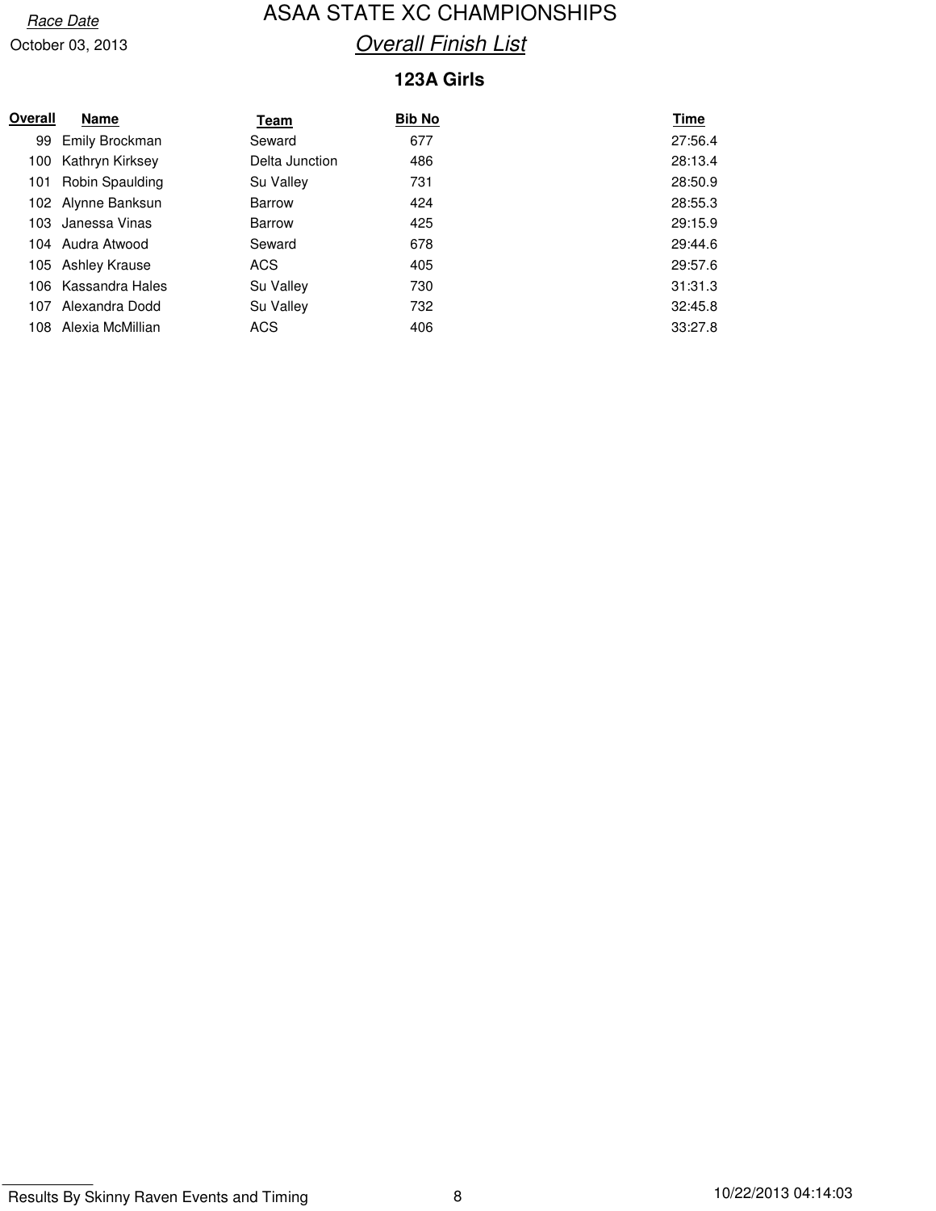Race Date

October 03, 2013

# ASAA STATE XC CHAMPIONSHIPS

## *Overall Finish List*

### 123A Girls

| Overall | Name | Team | Bib No | Time |
|---|---|---|---|---|
| 99 | Emily Brockman | Seward | 677 | 27:56.4 |
| 100 | Kathryn Kirksey | Delta Junction | 486 | 28:13.4 |
| 101 | Robin Spaulding | Su Valley | 731 | 28:50.9 |
| 102 | Alynne Banksun | Barrow | 424 | 28:55.3 |
| 103 | Janessa Vinas | Barrow | 425 | 29:15.9 |
| 104 | Audra Atwood | Seward | 678 | 29:44.6 |
| 105 | Ashley Krause | ACS | 405 | 29:57.6 |
| 106 | Kassandra Hales | Su Valley | 730 | 31:31.3 |
| 107 | Alexandra Dodd | Su Valley | 732 | 32:45.8 |
| 108 | Alexia McMillian | ACS | 406 | 33:27.8 |

Results By Skinny Raven Events and Timing

10/22/2013 04:14:03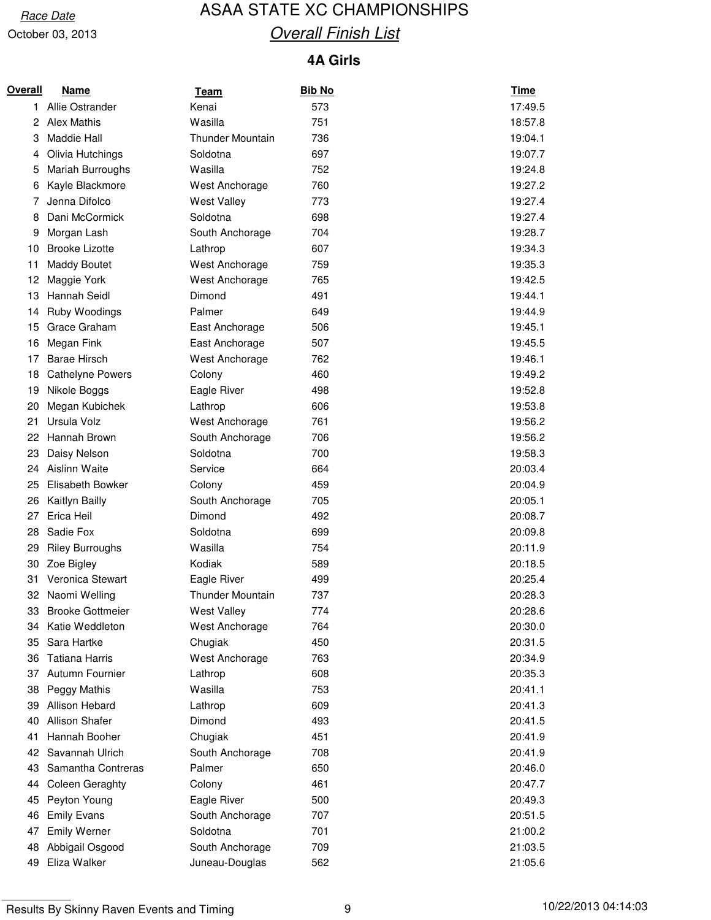Race Date

October 03, 2013

# ASAA STATE XC CHAMPIONSHIPS

## Overall Finish List

### 4A Girls

| Overall | Name | Team | Bib No | Time |
|---|---|---|---|---|
| 1 | Allie Ostrander | Kenai | 573 | 17:49.5 |
| 2 | Alex Mathis | Wasilla | 751 | 18:57.8 |
| 3 | Maddie Hall | Thunder Mountain | 736 | 19:04.1 |
| 4 | Olivia Hutchings | Soldotna | 697 | 19:07.7 |
| 5 | Mariah Burroughs | Wasilla | 752 | 19:24.8 |
| 6 | Kayle Blackmore | West Anchorage | 760 | 19:27.2 |
| 7 | Jenna Difolco | West Valley | 773 | 19:27.4 |
| 8 | Dani McCormick | Soldotna | 698 | 19:27.4 |
| 9 | Morgan Lash | South Anchorage | 704 | 19:28.7 |
| 10 | Brooke Lizotte | Lathrop | 607 | 19:34.3 |
| 11 | Maddy Boutet | West Anchorage | 759 | 19:35.3 |
| 12 | Maggie York | West Anchorage | 765 | 19:42.5 |
| 13 | Hannah Seidl | Dimond | 491 | 19:44.1 |
| 14 | Ruby Woodings | Palmer | 649 | 19:44.9 |
| 15 | Grace Graham | East Anchorage | 506 | 19:45.1 |
| 16 | Megan Fink | East Anchorage | 507 | 19:45.5 |
| 17 | Barae Hirsch | West Anchorage | 762 | 19:46.1 |
| 18 | Cathelyne Powers | Colony | 460 | 19:49.2 |
| 19 | Nikole Boggs | Eagle River | 498 | 19:52.8 |
| 20 | Megan Kubichek | Lathrop | 606 | 19:53.8 |
| 21 | Ursula Volz | West Anchorage | 761 | 19:56.2 |
| 22 | Hannah Brown | South Anchorage | 706 | 19:56.2 |
| 23 | Daisy Nelson | Soldotna | 700 | 19:58.3 |
| 24 | Aislinn Waite | Service | 664 | 20:03.4 |
| 25 | Elisabeth Bowker | Colony | 459 | 20:04.9 |
| 26 | Kaitlyn Bailly | South Anchorage | 705 | 20:05.1 |
| 27 | Erica Heil | Dimond | 492 | 20:08.7 |
| 28 | Sadie Fox | Soldotna | 699 | 20:09.8 |
| 29 | Riley Burroughs | Wasilla | 754 | 20:11.9 |
| 30 | Zoe Bigley | Kodiak | 589 | 20:18.5 |
| 31 | Veronica Stewart | Eagle River | 499 | 20:25.4 |
| 32 | Naomi Welling | Thunder Mountain | 737 | 20:28.3 |
| 33 | Brooke Gottmeier | West Valley | 774 | 20:28.6 |
| 34 | Katie Weddleton | West Anchorage | 764 | 20:30.0 |
| 35 | Sara Hartke | Chugiak | 450 | 20:31.5 |
| 36 | Tatiana Harris | West Anchorage | 763 | 20:34.9 |
| 37 | Autumn Fournier | Lathrop | 608 | 20:35.3 |
| 38 | Peggy Mathis | Wasilla | 753 | 20:41.1 |
| 39 | Allison Hebard | Lathrop | 609 | 20:41.3 |
| 40 | Allison Shafer | Dimond | 493 | 20:41.5 |
| 41 | Hannah Booher | Chugiak | 451 | 20:41.9 |
| 42 | Savannah Ulrich | South Anchorage | 708 | 20:41.9 |
| 43 | Samantha Contreras | Palmer | 650 | 20:46.0 |
| 44 | Coleen Geraghty | Colony | 461 | 20:47.7 |
| 45 | Peyton Young | Eagle River | 500 | 20:49.3 |
| 46 | Emily Evans | South Anchorage | 707 | 20:51.5 |
| 47 | Emily Werner | Soldotna | 701 | 21:00.2 |
| 48 | Abbigail Osgood | South Anchorage | 709 | 21:03.5 |
| 49 | Eliza Walker | Juneau-Douglas | 562 | 21:05.6 |

Results By Skinny Raven Events and Timing

10/22/2013 04:14:03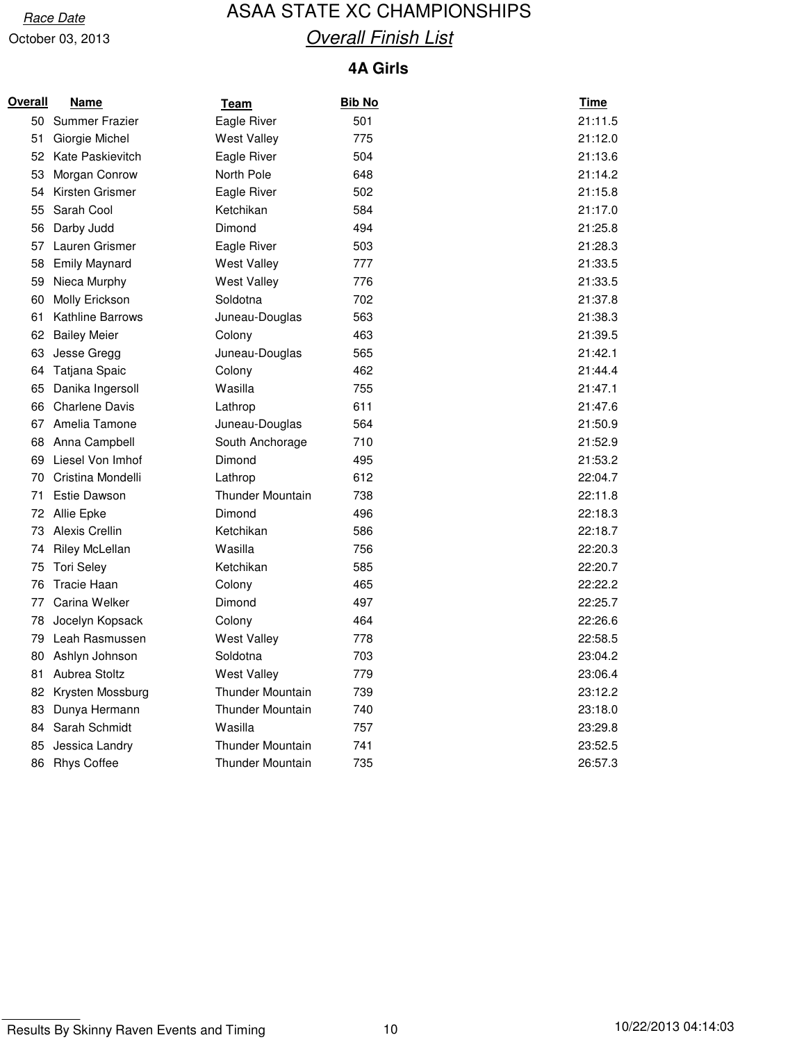Race Date

October 03, 2013

# ASAA STATE XC CHAMPIONSHIPS

## *Overall Finish List*

### 4A Girls

| Overall | Name | Team | Bib No | Time |
|---|---|---|---|---|
| 50 | Summer Frazier | Eagle River | 501 | 21:11.5 |
| 51 | Giorgie Michel | West Valley | 775 | 21:12.0 |
| 52 | Kate Paskievitch | Eagle River | 504 | 21:13.6 |
| 53 | Morgan Conrow | North Pole | 648 | 21:14.2 |
| 54 | Kirsten Grismer | Eagle River | 502 | 21:15.8 |
| 55 | Sarah Cool | Ketchikan | 584 | 21:17.0 |
| 56 | Darby Judd | Dimond | 494 | 21:25.8 |
| 57 | Lauren Grismer | Eagle River | 503 | 21:28.3 |
| 58 | Emily Maynard | West Valley | 777 | 21:33.5 |
| 59 | Nieca Murphy | West Valley | 776 | 21:33.5 |
| 60 | Molly Erickson | Soldotna | 702 | 21:37.8 |
| 61 | Kathline Barrows | Juneau-Douglas | 563 | 21:38.3 |
| 62 | Bailey Meier | Colony | 463 | 21:39.5 |
| 63 | Jesse Gregg | Juneau-Douglas | 565 | 21:42.1 |
| 64 | Tatjana Spaic | Colony | 462 | 21:44.4 |
| 65 | Danika Ingersoll | Wasilla | 755 | 21:47.1 |
| 66 | Charlene Davis | Lathrop | 611 | 21:47.6 |
| 67 | Amelia Tamone | Juneau-Douglas | 564 | 21:50.9 |
| 68 | Anna Campbell | South Anchorage | 710 | 21:52.9 |
| 69 | Liesel Von Imhof | Dimond | 495 | 21:53.2 |
| 70 | Cristina Mondelli | Lathrop | 612 | 22:04.7 |
| 71 | Estie Dawson | Thunder Mountain | 738 | 22:11.8 |
| 72 | Allie Epke | Dimond | 496 | 22:18.3 |
| 73 | Alexis Crellin | Ketchikan | 586 | 22:18.7 |
| 74 | Riley McLellan | Wasilla | 756 | 22:20.3 |
| 75 | Tori Seley | Ketchikan | 585 | 22:20.7 |
| 76 | Tracie Haan | Colony | 465 | 22:22.2 |
| 77 | Carina Welker | Dimond | 497 | 22:25.7 |
| 78 | Jocelyn Kopsack | Colony | 464 | 22:26.6 |
| 79 | Leah Rasmussen | West Valley | 778 | 22:58.5 |
| 80 | Ashlyn Johnson | Soldotna | 703 | 23:04.2 |
| 81 | Aubrea Stoltz | West Valley | 779 | 23:06.4 |
| 82 | Krysten Mossburg | Thunder Mountain | 739 | 23:12.2 |
| 83 | Dunya Hermann | Thunder Mountain | 740 | 23:18.0 |
| 84 | Sarah Schmidt | Wasilla | 757 | 23:29.8 |
| 85 | Jessica Landry | Thunder Mountain | 741 | 23:52.5 |
| 86 | Rhys Coffee | Thunder Mountain | 735 | 26:57.3 |

Results By Skinny Raven Events and Timing

10/22/2013 04:14:03